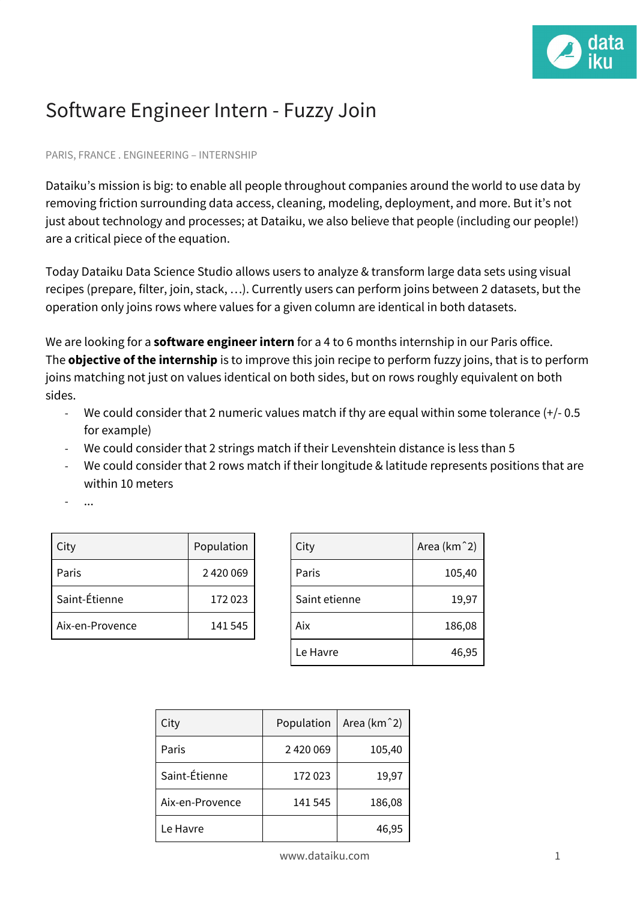# Software Engineer Intern - Fuzzy Join

PARIS, FRANCE . ENGINEERING – INTERNSHIP

Dataiku's mission is big: to enable all people throughout companies around the world to use data by removing friction surrounding data access, cleaning, modeling, deployment, and more. But it's not just about technology and processes; at Dataiku, we also believe that people (including our people!) are a critical piece of the equation.

Today Dataiku Data Science Studio allows users to analyze & transform large data sets using visual recipes (prepare, filter, join, stack, …). Currently users can perform joins between 2 datasets, but the operation only joins rows where values for a given column are identical in both datasets.

We are looking for a **software engineer intern** for a 4 to 6 months internship in our Paris office. The **objective of the internship** is to improve this join recipe to perform fuzzy joins, that is to perform joins matching not just on values identical on both sides, but on rows roughly equivalent on both sides.

- We could consider that 2 numeric values match if thy are equal within some tolerance (+/- 0.5 for example)
- We could consider that 2 strings match if their Levenshtein distance is less than 5
- We could consider that 2 rows match if their longitude & latitude represents positions that are within 10 meters
- ...

| City | Population |
|---|---|
| Paris | 2 420 069 |
| Saint-Étienne | 172 023 |
| Aix-en-Provence | 141 545 |

| City | Area (km^2) |
|---|---|
| Paris | 105,40 |
| Saint etienne | 19,97 |
| Aix | 186,08 |
| Le Havre | 46,95 |

| City | Population | Area (km^2) |
|---|---|---|
| Paris | 2 420 069 | 105,40 |
| Saint-Étienne | 172 023 | 19,97 |
| Aix-en-Provence | 141 545 | 186,08 |
| Le Havre | | 46,95 |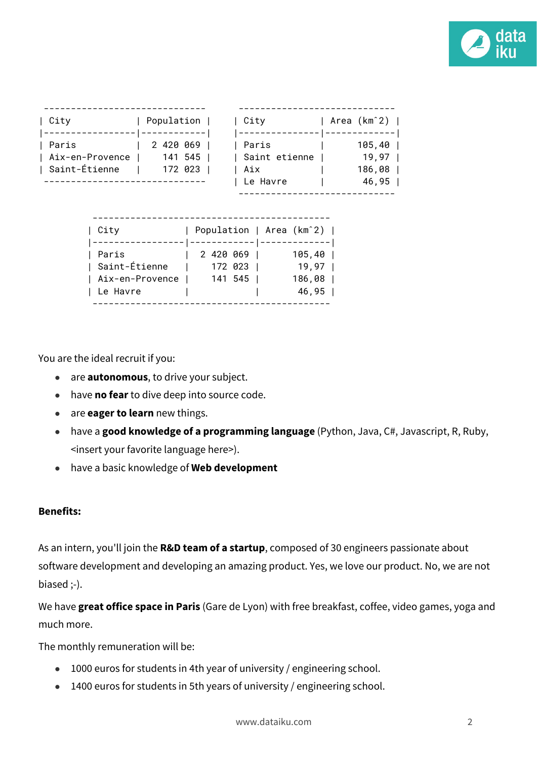| City | Population |
|---|---|
| Paris | 2 420 069 |
| Aix-en-Provence | 141 545 |
| Saint-Étienne | 172 023 |

| City | Area (kmˆ2) |
|---|---|
| Paris | 105,40 |
| Saint etienne | 19,97 |
| Aix | 186,08 |
| Le Havre | 46,95 |

| City | Population | Area (kmˆ2) |
|---|---|---|
| Paris | 2 420 069 | 105,40 |
| Saint-Étienne | 172 023 | 19,97 |
| Aix-en-Provence | 141 545 | 186,08 |
| Le Havre | | 46,95 |

You are the ideal recruit if you:

- are **autonomous**, to drive your subject.
- have **no fear** to dive deep into source code.
- are **eager to learn** new things.
- have a **good knowledge of a programming language** (Python, Java, C#, Javascript, R, Ruby, <insert your favorite language here>).
- have a basic knowledge of **Web development**

**Benefits:**

As an intern, you'll join the **R&D team of a startup**, composed of 30 engineers passionate about software development and developing an amazing product. Yes, we love our product. No, we are not biased ;-).

We have **great office space in Paris** (Gare de Lyon) with free breakfast, coffee, video games, yoga and much more.

The monthly remuneration will be:

- 1000 euros for students in 4th year of university / engineering school.
- 1400 euros for students in 5th years of university / engineering school.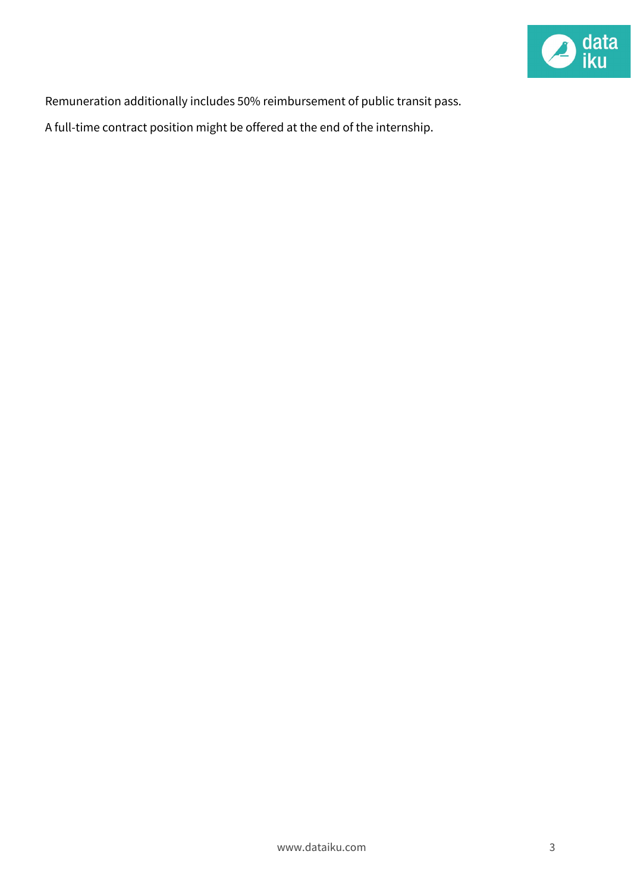Remuneration additionally includes 50% reimbursement of public transit pass.

A full-time contract position might be offered at the end of the internship.